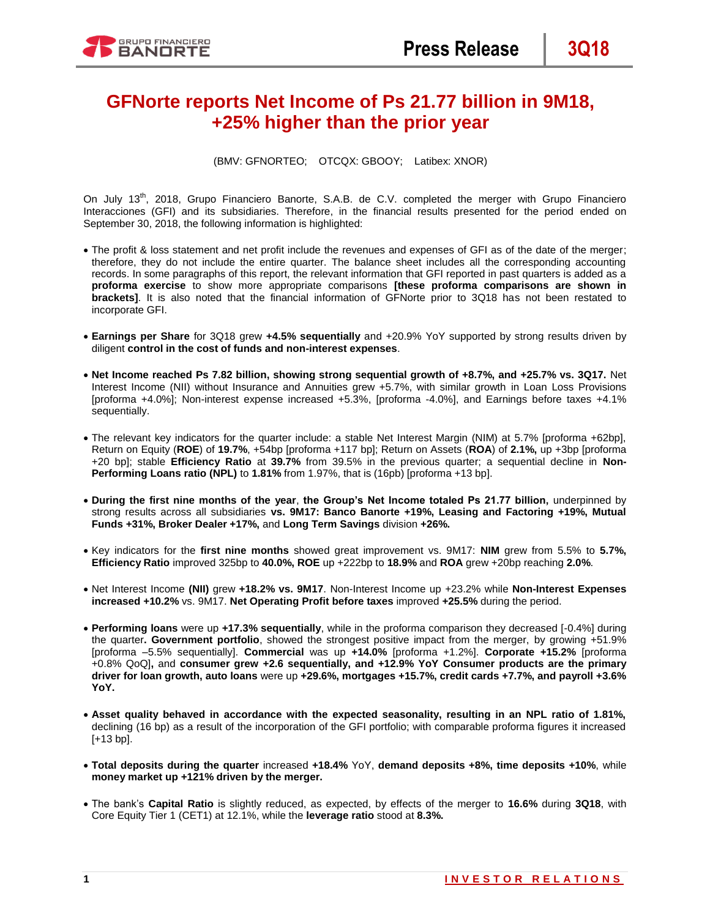# GFNorte reports Net Income of Ps 21.77 billion in 9M18, +25% higher than the prior year

(BMV: GFNORTEO; OTCQX: GBOOY; Latibex: XNOR)

On July 13th, 2018, Grupo Financiero Banorte, S.A.B. de C.V. completed the merger with Grupo Financiero Interacciones (GFI) and its subsidiaries. Therefore, in the financial results presented for the period ended on September 30, 2018, the following information is highlighted:

- The profit & loss statement and net profit include the revenues and expenses of GFI as of the date of the merger; therefore, they do not include the entire quarter. The balance sheet includes all the corresponding accounting records. In some paragraphs of this report, the relevant information that GFI reported in past quarters is added as a **proforma exercise** to show more appropriate comparisons **[these proforma comparisons are shown in brackets]**. It is also noted that the financial information of GFNorte prior to 3Q18 has not been restated to incorporate GFI.

- **Earnings per Share** for 3Q18 grew **+4.5% sequentially** and +20.9% YoY supported by strong results driven by diligent **control in the cost of funds and non-interest expenses**.

- **Net Income reached Ps 7.82 billion, showing strong sequential growth of +8.7%, and +25.7% vs. 3Q17.** Net Interest Income (NII) without Insurance and Annuities grew +5.7%, with similar growth in Loan Loss Provisions [proforma +4.0%]; Non-interest expense increased +5.3%, [proforma -4.0%], and Earnings before taxes +4.1% sequentially.

- The relevant key indicators for the quarter include: a stable Net Interest Margin (NIM) at 5.7% [proforma +62bp], Return on Equity (**ROE**) of **19.7%**, +54bp [proforma +117 bp]; Return on Assets (**ROA**) of **2.1%,** up +3bp [proforma +20 bp]; stable **Efficiency Ratio** at **39.7%** from 39.5% in the previous quarter; a sequential decline in **Non-Performing Loans ratio (NPL)** to **1.81%** from 1.97%, that is (16pb) [proforma +13 bp].

- **During the first nine months of the year**, **the Group's Net Income totaled Ps 21.77 billion,** underpinned by strong results across all subsidiaries **vs. 9M17: Banco Banorte +19%, Leasing and Factoring +19%, Mutual Funds +31%, Broker Dealer +17%,** and **Long Term Savings** division **+26%.**

- Key indicators for the **first nine months** showed great improvement vs. 9M17: **NIM** grew from 5.5% to **5.7%, Efficiency Ratio** improved 325bp to **40.0%, ROE** up +222bp to **18.9%** and **ROA** grew +20bp reaching **2.0%**.

- Net Interest Income **(NII)** grew **+18.2% vs. 9M17**. Non-Interest Income up +23.2% while **Non-Interest Expenses increased +10.2%** vs. 9M17. **Net Operating Profit before taxes** improved **+25.5%** during the period.

- **Performing loans** were up **+17.3% sequentially**, while in the proforma comparison they decreased [-0.4%] during the quarter**. Government portfolio**, showed the strongest positive impact from the merger, by growing +51.9% [proforma –5.5% sequentially]. **Commercial** was up **+14.0%** [proforma +1.2%]. **Corporate +15.2%** [proforma +0.8% QoQ]**,** and **consumer grew +2.6 sequentially, and +12.9% YoY Consumer products are the primary driver for loan growth, auto loans** were up **+29.6%, mortgages +15.7%, credit cards +7.7%, and payroll +3.6% YoY.**

- **Asset quality behaved in accordance with the expected seasonality, resulting in an NPL ratio of 1.81%,** declining (16 bp) as a result of the incorporation of the GFI portfolio; with comparable proforma figures it increased [+13 bp].

- **Total deposits during the quarter** increased **+18.4%** YoY, **demand deposits +8%, time deposits +10%**, while **money market up +121% driven by the merger.**

- The bank's **Capital Ratio** is slightly reduced, as expected, by effects of the merger to **16.6%** during **3Q18**, with Core Equity Tier 1 (CET1) at 12.1%, while the **leverage ratio** stood at **8.3%.**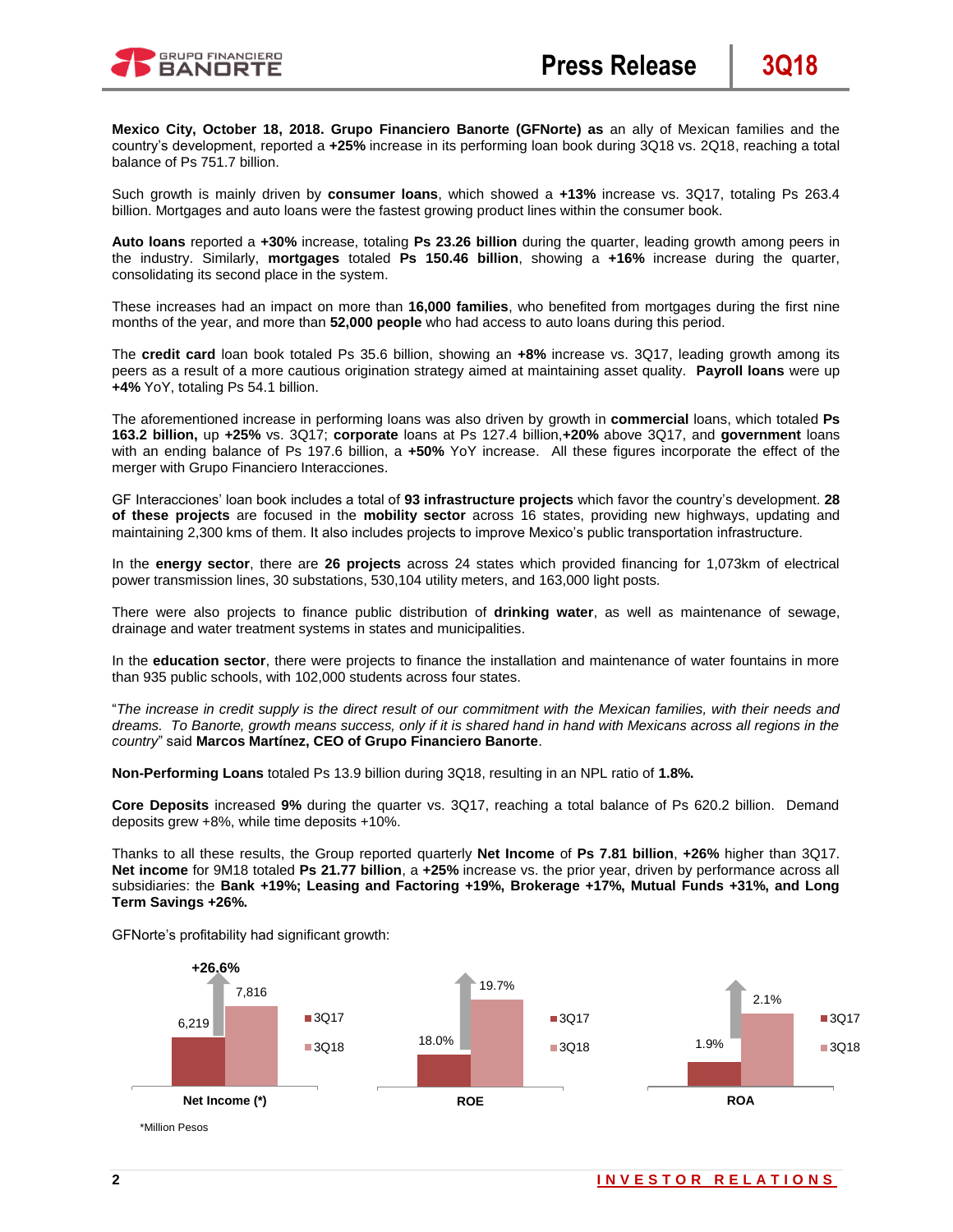**Mexico City, October 18, 2018. Grupo Financiero Banorte (GFNorte) as** an ally of Mexican families and the country's development, reported a **+25%** increase in its performing loan book during 3Q18 vs. 2Q18, reaching a total balance of Ps 751.7 billion.

Such growth is mainly driven by **consumer loans**, which showed a **+13%** increase vs. 3Q17, totaling Ps 263.4 billion. Mortgages and auto loans were the fastest growing product lines within the consumer book.

**Auto loans** reported a **+30%** increase, totaling **Ps 23.26 billion** during the quarter, leading growth among peers in the industry. Similarly, **mortgages** totaled **Ps 150.46 billion**, showing a **+16%** increase during the quarter, consolidating its second place in the system.

These increases had an impact on more than **16,000 families**, who benefited from mortgages during the first nine months of the year, and more than **52,000 people** who had access to auto loans during this period.

The **credit card** loan book totaled Ps 35.6 billion, showing an **+8%** increase vs. 3Q17, leading growth among its peers as a result of a more cautious origination strategy aimed at maintaining asset quality. **Payroll loans** were up **+4%** YoY, totaling Ps 54.1 billion.

The aforementioned increase in performing loans was also driven by growth in **commercial** loans, which totaled **Ps 163.2 billion,** up **+25%** vs. 3Q17; **corporate** loans at Ps 127.4 billion,**+20%** above 3Q17, and **government** loans with an ending balance of Ps 197.6 billion, a **+50%** YoY increase. All these figures incorporate the effect of the merger with Grupo Financiero Interacciones.

GF Interacciones' loan book includes a total of **93 infrastructure projects** which favor the country's development. **28 of these projects** are focused in the **mobility sector** across 16 states, providing new highways, updating and maintaining 2,300 kms of them. It also includes projects to improve Mexico's public transportation infrastructure.

In the **energy sector**, there are **26 projects** across 24 states which provided financing for 1,073km of electrical power transmission lines, 30 substations, 530,104 utility meters, and 163,000 light posts.

There were also projects to finance public distribution of **drinking water**, as well as maintenance of sewage, drainage and water treatment systems in states and municipalities.

In the **education sector**, there were projects to finance the installation and maintenance of water fountains in more than 935 public schools, with 102,000 students across four states.

"*The increase in credit supply is the direct result of our commitment with the Mexican families, with their needs and dreams. To Banorte, growth means success, only if it is shared hand in hand with Mexicans across all regions in the country*" said **Marcos Martínez, CEO of Grupo Financiero Banorte**.

**Non-Performing Loans** totaled Ps 13.9 billion during 3Q18, resulting in an NPL ratio of **1.8%.**

**Core Deposits** increased **9%** during the quarter vs. 3Q17, reaching a total balance of Ps 620.2 billion. Demand deposits grew +8%, while time deposits +10%.

Thanks to all these results, the Group reported quarterly **Net Income** of **Ps 7.81 billion**, **+26%** higher than 3Q17. **Net income** for 9M18 totaled **Ps 21.77 billion**, a **+25%** increase vs. the prior year, driven by performance across all subsidiaries: the **Bank +19%; Leasing and Factoring +19%, Brokerage +17%, Mutual Funds +31%, and Long Term Savings +26%.**

GFNorte's profitability had significant growth:

| | 3Q17 | 3Q18 | Change |
|---|---|---|---|
| Net Income (*) | 6,219 | 7,816 | +26.6% |
| ROE | 18.0% | 19.7% | |
| ROA | 1.9% | 2.1% | |

*Million Pesos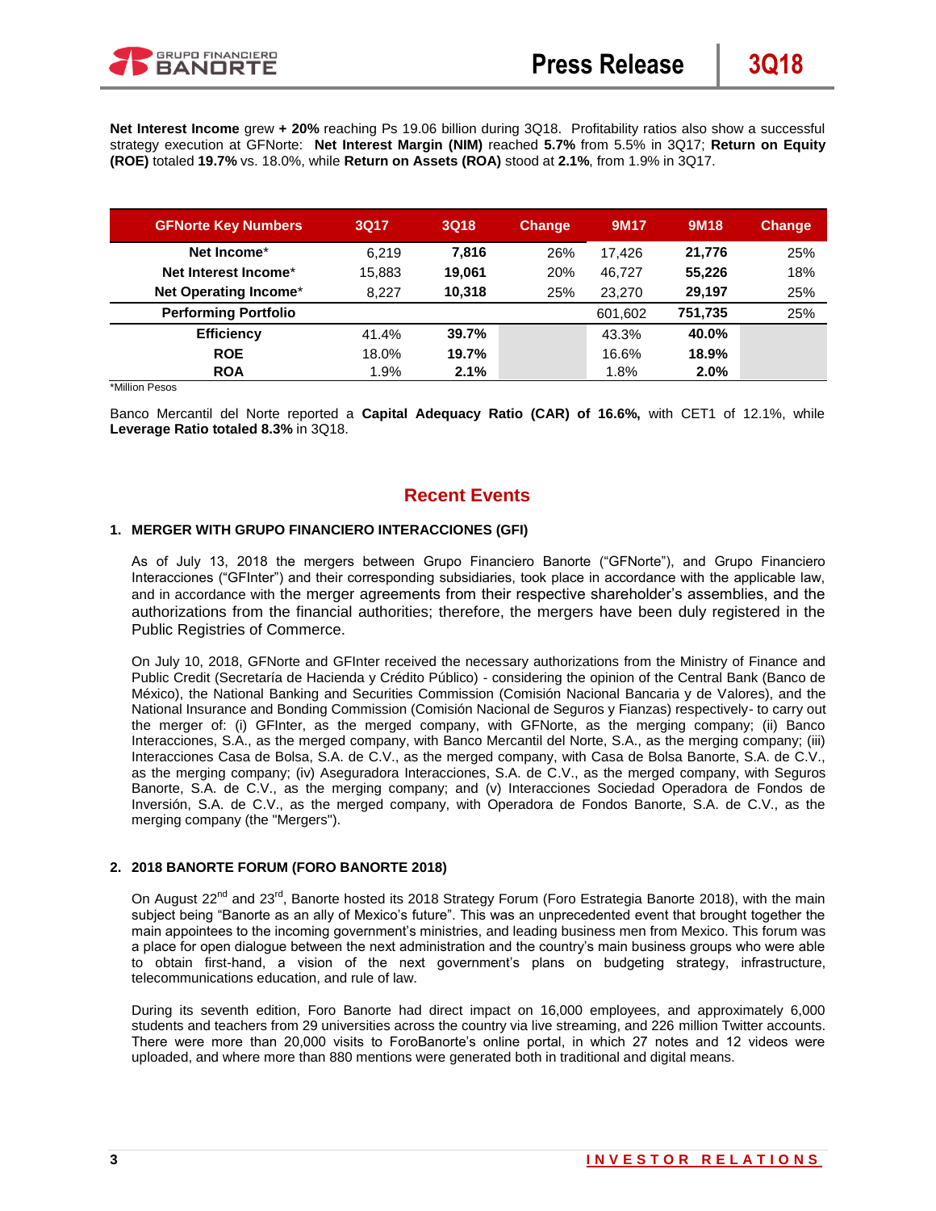**Net Interest Income** grew **+ 20%** reaching Ps 19.06 billion during 3Q18. Profitability ratios also show a successful strategy execution at GFNorte: **Net Interest Margin (NIM)** reached **5.7%** from 5.5% in 3Q17; **Return on Equity (ROE)** totaled **19.7%** vs. 18.0%, while **Return on Assets (ROA)** stood at **2.1%**, from 1.9% in 3Q17.

| GFNorte Key Numbers | 3Q17 | 3Q18 | Change | 9M17 | 9M18 | Change |
|---|---|---|---|---|---|---|
| **Net Income*** | 6,219 | **7,816** | 26% | 17,426 | **21,776** | 25% |
| **Net Interest Income*** | 15,883 | **19,061** | 20% | 46,727 | **55,226** | 18% |
| **Net Operating Income*** | 8,227 | **10,318** | 25% | 23,270 | **29,197** | 25% |
| **Performing Portfolio** | | | | 601,602 | **751,735** | 25% |
| **Efficiency** | 41.4% | **39.7%** | | 43.3% | **40.0%** | |
| **ROE** | 18.0% | **19.7%** | | 16.6% | **18.9%** | |
| **ROA** | 1.9% | **2.1%** | | 1.8% | **2.0%** | |

*Million Pesos

Banco Mercantil del Norte reported a **Capital Adequacy Ratio (CAR) of 16.6%,** with CET1 of 12.1%, while **Leverage Ratio totaled 8.3%** in 3Q18.

## Recent Events

### 1. MERGER WITH GRUPO FINANCIERO INTERACCIONES (GFI)

As of July 13, 2018 the mergers between Grupo Financiero Banorte ("GFNorte"), and Grupo Financiero Interacciones ("GFInter") and their corresponding subsidiaries, took place in accordance with the applicable law, and in accordance with the merger agreements from their respective shareholder's assemblies, and the authorizations from the financial authorities; therefore, the mergers have been duly registered in the Public Registries of Commerce.

On July 10, 2018, GFNorte and GFInter received the necessary authorizations from the Ministry of Finance and Public Credit (Secretaría de Hacienda y Crédito Público) - considering the opinion of the Central Bank (Banco de México), the National Banking and Securities Commission (Comisión Nacional Bancaria y de Valores), and the National Insurance and Bonding Commission (Comisión Nacional de Seguros y Fianzas) respectively- to carry out the merger of: (i) GFInter, as the merged company, with GFNorte, as the merging company; (ii) Banco Interacciones, S.A., as the merged company, with Banco Mercantil del Norte, S.A., as the merging company; (iii) Interacciones Casa de Bolsa, S.A. de C.V., as the merged company, with Casa de Bolsa Banorte, S.A. de C.V., as the merging company; (iv) Aseguradora Interacciones, S.A. de C.V., as the merged company, with Seguros Banorte, S.A. de C.V., as the merging company; and (v) Interacciones Sociedad Operadora de Fondos de Inversión, S.A. de C.V., as the merged company, with Operadora de Fondos Banorte, S.A. de C.V., as the merging company (the "Mergers").

### 2. 2018 BANORTE FORUM (FORO BANORTE 2018)

On August 22nd and 23rd, Banorte hosted its 2018 Strategy Forum (Foro Estrategia Banorte 2018), with the main subject being "Banorte as an ally of Mexico's future". This was an unprecedented event that brought together the main appointees to the incoming government's ministries, and leading business men from Mexico. This forum was a place for open dialogue between the next administration and the country's main business groups who were able to obtain first-hand, a vision of the next government's plans on budgeting strategy, infrastructure, telecommunications education, and rule of law.

During its seventh edition, Foro Banorte had direct impact on 16,000 employees, and approximately 6,000 students and teachers from 29 universities across the country via live streaming, and 226 million Twitter accounts. There were more than 20,000 visits to ForoBanorte's online portal, in which 27 notes and 12 videos were uploaded, and where more than 880 mentions were generated both in traditional and digital means.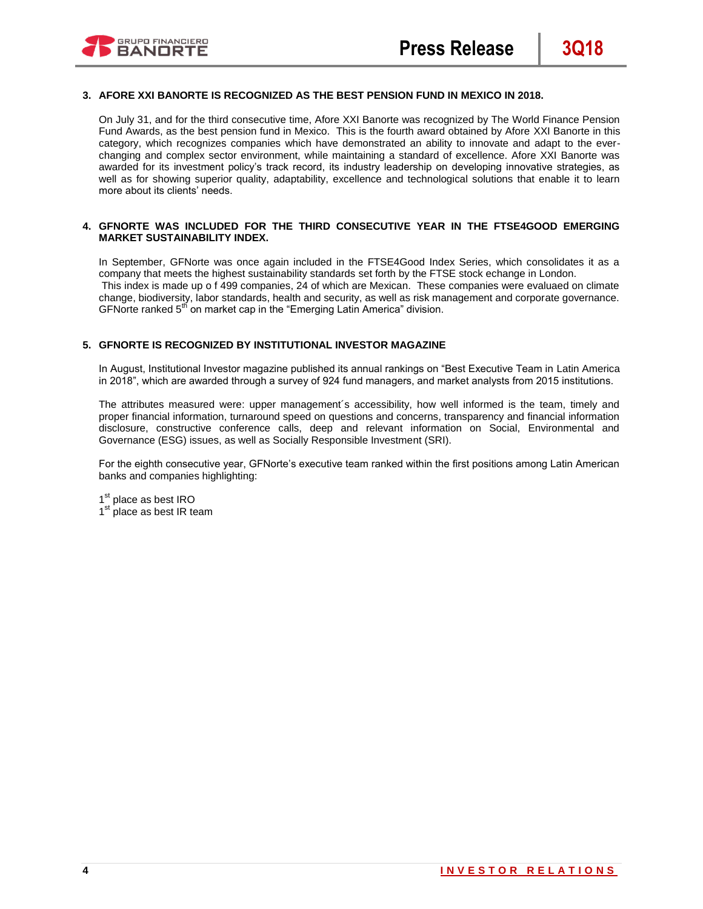### 3. AFORE XXI BANORTE IS RECOGNIZED AS THE BEST PENSION FUND IN MEXICO IN 2018.

On July 31, and for the third consecutive time, Afore XXI Banorte was recognized by The World Finance Pension Fund Awards, as the best pension fund in Mexico. This is the fourth award obtained by Afore XXI Banorte in this category, which recognizes companies which have demonstrated an ability to innovate and adapt to the ever-changing and complex sector environment, while maintaining a standard of excellence. Afore XXI Banorte was awarded for its investment policy's track record, its industry leadership on developing innovative strategies, as well as for showing superior quality, adaptability, excellence and technological solutions that enable it to learn more about its clients' needs.

### 4. GFNORTE WAS INCLUDED FOR THE THIRD CONSECUTIVE YEAR IN THE FTSE4GOOD EMERGING MARKET SUSTAINABILITY INDEX.

In September, GFNorte was once again included in the FTSE4Good Index Series, which consolidates it as a company that meets the highest sustainability standards set forth by the FTSE stock echange in London.
This index is made up o f 499 companies, 24 of which are Mexican. These companies were evaluaed on climate change, biodiversity, labor standards, health and security, as well as risk management and corporate governance. GFNorte ranked 5th on market cap in the "Emerging Latin America" division.

### 5. GFNORTE IS RECOGNIZED BY INSTITUTIONAL INVESTOR MAGAZINE

In August, Institutional Investor magazine published its annual rankings on "Best Executive Team in Latin America in 2018", which are awarded through a survey of 924 fund managers, and market analysts from 2015 institutions.

The attributes measured were: upper management´s accessibility, how well informed is the team, timely and proper financial information, turnaround speed on questions and concerns, transparency and financial information disclosure, constructive conference calls, deep and relevant information on Social, Environmental and Governance (ESG) issues, as well as Socially Responsible Investment (SRI).

For the eighth consecutive year, GFNorte's executive team ranked within the first positions among Latin American banks and companies highlighting:

1st place as best IRO
1st place as best IR team